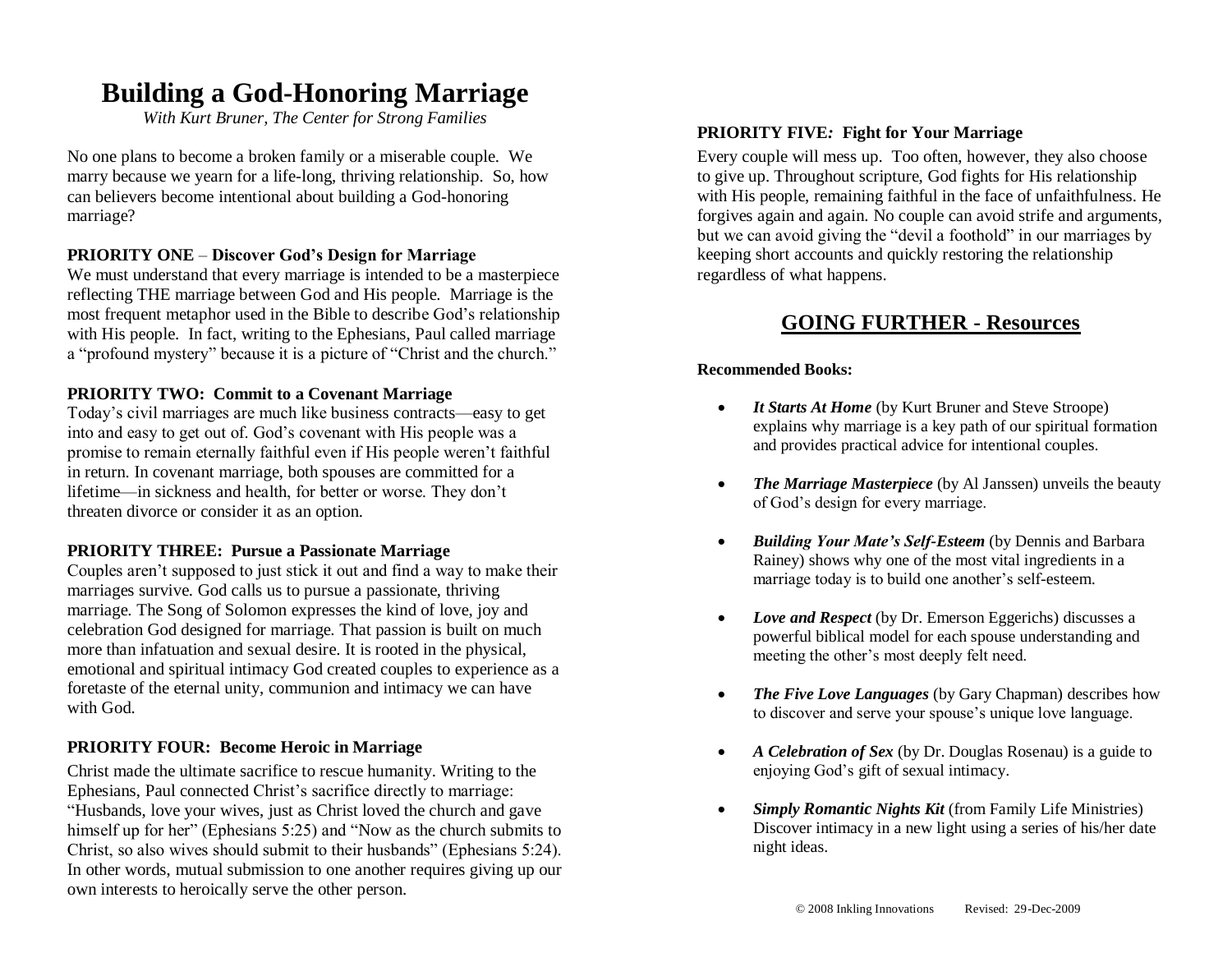# Building a God-Honoring Marriage

*With Kurt Bruner, The Center for Strong Families*

No one plans to become a broken family or a miserable couple. We marry because we yearn for a life-long, thriving relationship. So, how can believers become intentional about building a God-honoring marriage?

**PRIORITY ONE – Discover God's Design for Marriage**

We must understand that every marriage is intended to be a masterpiece reflecting THE marriage between God and His people. Marriage is the most frequent metaphor used in the Bible to describe God's relationship with His people. In fact, writing to the Ephesians, Paul called marriage a "profound mystery" because it is a picture of "Christ and the church."

**PRIORITY TWO: Commit to a Covenant Marriage**

Today's civil marriages are much like business contracts—easy to get into and easy to get out of. God's covenant with His people was a promise to remain eternally faithful even if His people weren't faithful in return. In covenant marriage, both spouses are committed for a lifetime—in sickness and health, for better or worse. They don't threaten divorce or consider it as an option.

**PRIORITY THREE: Pursue a Passionate Marriage**

Couples aren't supposed to just stick it out and find a way to make their marriages survive. God calls us to pursue a passionate, thriving marriage. The Song of Solomon expresses the kind of love, joy and celebration God designed for marriage. That passion is built on much more than infatuation and sexual desire. It is rooted in the physical, emotional and spiritual intimacy God created couples to experience as a foretaste of the eternal unity, communion and intimacy we can have with God.

**PRIORITY FOUR: Become Heroic in Marriage**

Christ made the ultimate sacrifice to rescue humanity. Writing to the Ephesians, Paul connected Christ's sacrifice directly to marriage: "Husbands, love your wives, just as Christ loved the church and gave himself up for her" (Ephesians 5:25) and "Now as the church submits to Christ, so also wives should submit to their husbands" (Ephesians 5:24). In other words, mutual submission to one another requires giving up our own interests to heroically serve the other person.

**PRIORITY FIVE: Fight for Your Marriage**

Every couple will mess up. Too often, however, they also choose to give up. Throughout scripture, God fights for His relationship with His people, remaining faithful in the face of unfaithfulness. He forgives again and again. No couple can avoid strife and arguments, but we can avoid giving the "devil a foothold" in our marriages by keeping short accounts and quickly restoring the relationship regardless of what happens.

## GOING FURTHER - Resources

**Recommended Books:**

- ***It Starts At Home*** (by Kurt Bruner and Steve Stroope) explains why marriage is a key path of our spiritual formation and provides practical advice for intentional couples.
- ***The Marriage Masterpiece*** (by Al Janssen) unveils the beauty of God's design for every marriage.
- ***Building Your Mate's Self-Esteem*** (by Dennis and Barbara Rainey) shows why one of the most vital ingredients in a marriage today is to build one another's self-esteem.
- ***Love and Respect*** (by Dr. Emerson Eggerichs) discusses a powerful biblical model for each spouse understanding and meeting the other's most deeply felt need.
- ***The Five Love Languages*** (by Gary Chapman) describes how to discover and serve your spouse's unique love language.
- ***A Celebration of Sex*** (by Dr. Douglas Rosenau) is a guide to enjoying God's gift of sexual intimacy.
- ***Simply Romantic Nights Kit*** (from Family Life Ministries) Discover intimacy in a new light using a series of his/her date night ideas.

© 2008 Inkling Innovations Revised: 29-Dec-2009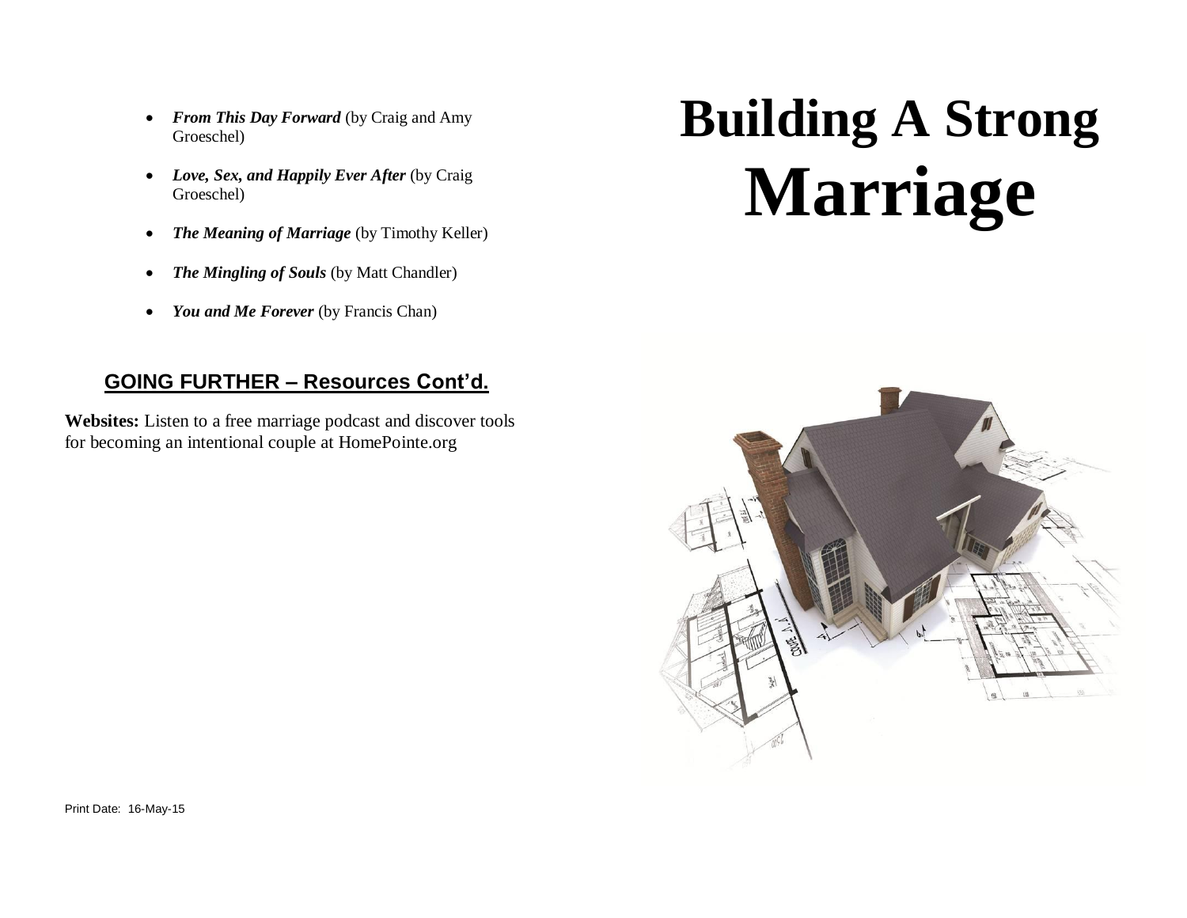- ***From This Day Forward*** (by Craig and Amy Groeschel)
- ***Love, Sex, and Happily Ever After*** (by Craig Groeschel)
- ***The Meaning of Marriage*** (by Timothy Keller)
- ***The Mingling of Souls*** (by Matt Chandler)
- ***You and Me Forever*** (by Francis Chan)

## GOING FURTHER – Resources Cont'd.

**Websites:** Listen to a free marriage podcast and discover tools for becoming an intentional couple at HomePointe.org

Print Date: 16-May-15

# Building A Strong Marriage